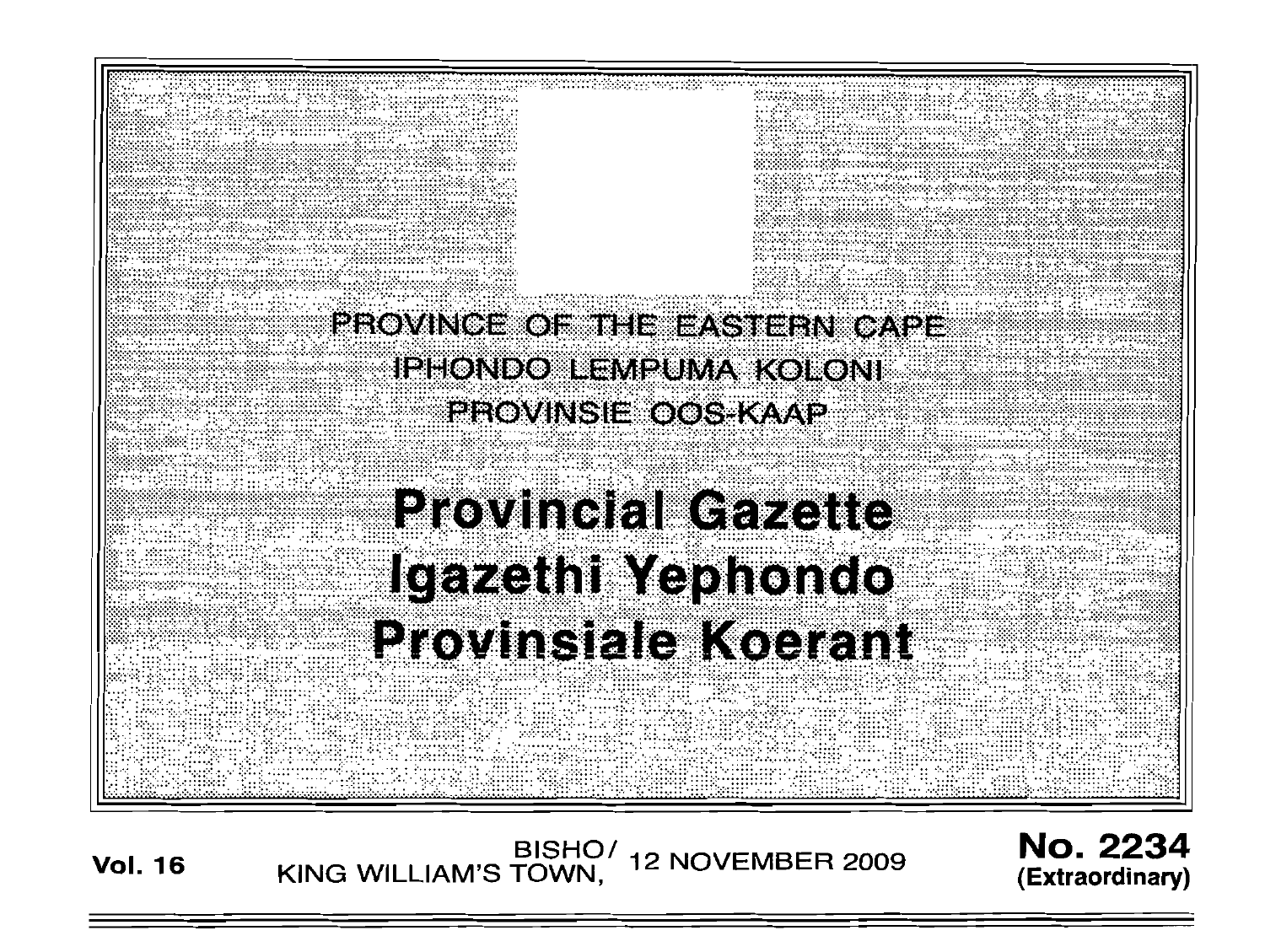PROVINCE OF THE EASTERN CAPE

IPHONDO LEMPUMA KOLONI

PROVINSIE OOS-KAAP

# Provincial Gazette

# Igazethi Yephondo

# Provinsiale Koerant

**Vol. 16** BISHO/ KING WILLIAM'S TOWN, 12 NOVEMBER 2009 **No. 2234 (Extraordinary)**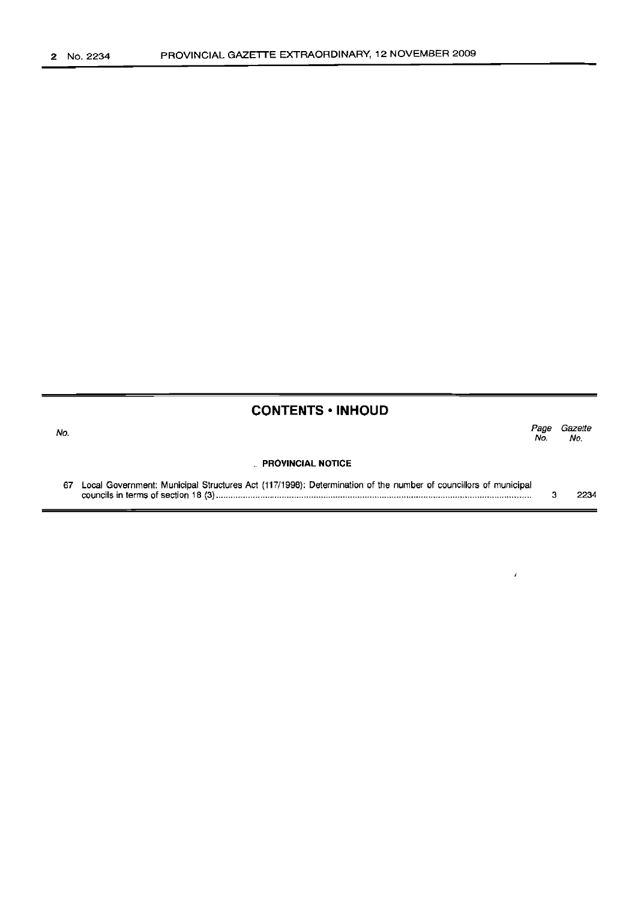## CONTENTS • INHOUD

| No. | | Page No. | Gazette No. |
|---|---|---|---|
| | **PROVINCIAL NOTICE** | | |
| 67 | Local Government: Municipal Structures Act (117/1998): Determination of the number of councillors of municipal councils in terms of section 18 (3) | 3 | 2234 |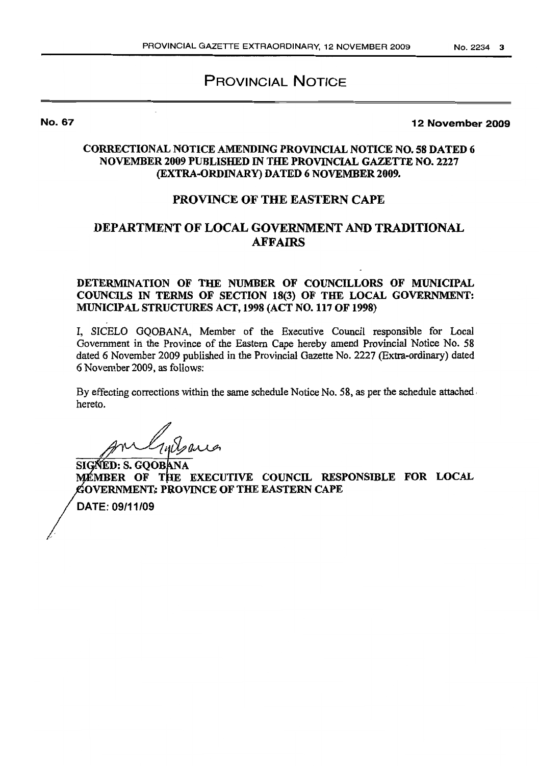# PROVINCIAL NOTICE

**No. 67** **12 November 2009**

**CORRECTIONAL NOTICE AMENDING PROVINCIAL NOTICE NO. 58 DATED 6 NOVEMBER 2009 PUBLISHED IN THE PROVINCIAL GAZETTE NO. 2227 (EXTRA-ORDINARY) DATED 6 NOVEMBER 2009.**

## PROVINCE OF THE EASTERN CAPE

## DEPARTMENT OF LOCAL GOVERNMENT AND TRADITIONAL AFFAIRS

**DETERMINATION OF THE NUMBER OF COUNCILLORS OF MUNICIPAL COUNCILS IN TERMS OF SECTION 18(3) OF THE LOCAL GOVERNMENT: MUNICIPAL STRUCTURES ACT, 1998 (ACT NO. 117 OF 1998)**

I, SICELO GQOBANA, Member of the Executive Council responsible for Local Government in the Province of the Eastern Cape hereby amend Provincial Notice No. 58 dated 6 November 2009 published in the Provincial Gazette No. 2227 (Extra-ordinary) dated 6 November 2009, as follows:

By effecting corrections within the same schedule Notice No. 58, as per the schedule attached hereto.

**SIGNED: S. GQOBANA**
**MEMBER OF THE EXECUTIVE COUNCIL RESPONSIBLE FOR LOCAL GOVERNMENT: PROVINCE OF THE EASTERN CAPE**

**DATE: 09/11/09**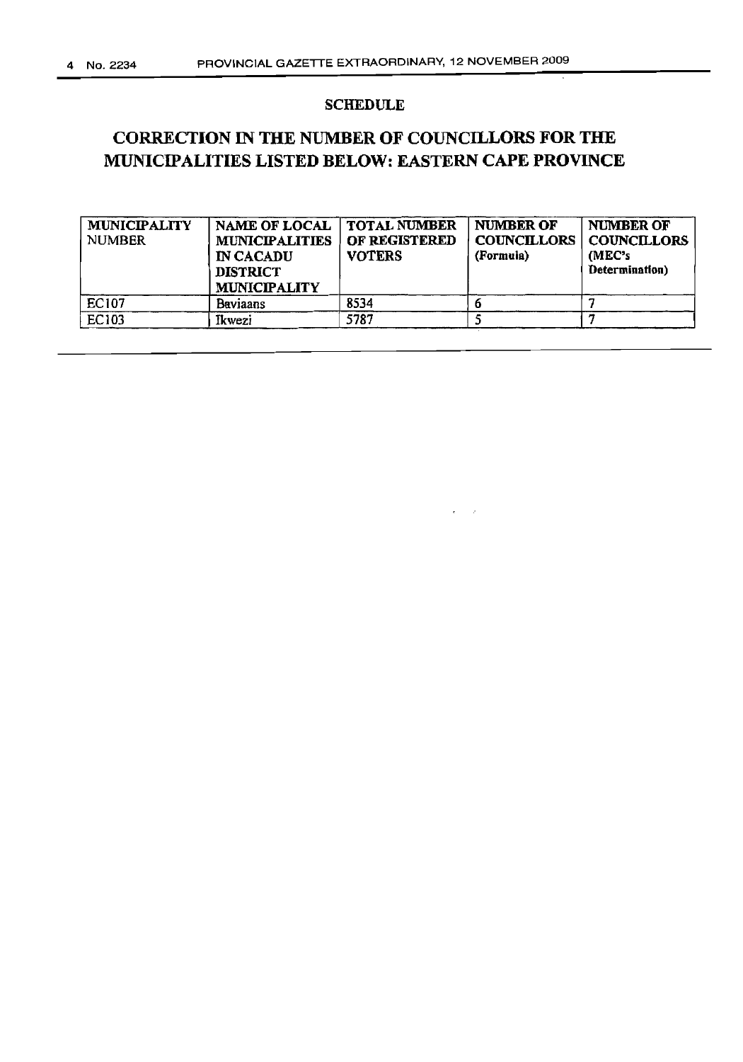## SCHEDULE

# CORRECTION IN THE NUMBER OF COUNCILLORS FOR THE MUNICIPALITIES LISTED BELOW: EASTERN CAPE PROVINCE

| MUNICIPALITY NUMBER | NAME OF LOCAL MUNICIPALITIES IN CACADU DISTRICT MUNICIPALITY | TOTAL NUMBER OF REGISTERED VOTERS | NUMBER OF COUNCILLORS (Formula) | NUMBER OF COUNCILLORS (MEC's Determination) |
|---|---|---|---|---|
| EC107 | Baviaans | 8534 | 6 | 7 |
| EC103 | Ikwezi | 5787 | 5 | 7 |